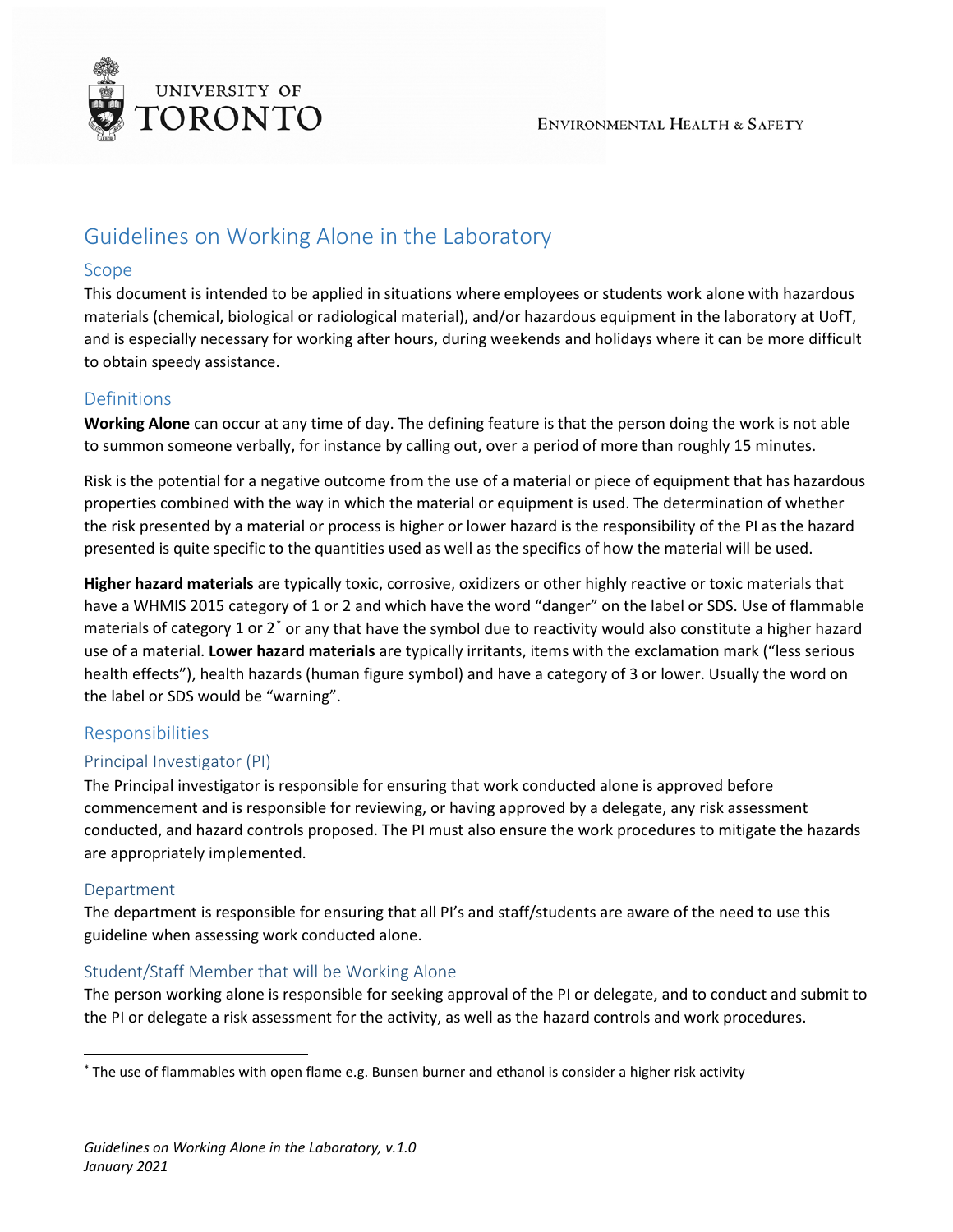UNIVERSITY OF TORONTO

ENVIRONMENTAL HEALTH & SAFETY

# Guidelines on Working Alone in the Laboratory

## Scope

This document is intended to be applied in situations where employees or students work alone with hazardous materials (chemical, biological or radiological material), and/or hazardous equipment in the laboratory at UofT, and is especially necessary for working after hours, during weekends and holidays where it can be more difficult to obtain speedy assistance.

## Definitions

**Working Alone** can occur at any time of day. The defining feature is that the person doing the work is not able to summon someone verbally, for instance by calling out, over a period of more than roughly 15 minutes.

Risk is the potential for a negative outcome from the use of a material or piece of equipment that has hazardous properties combined with the way in which the material or equipment is used. The determination of whether the risk presented by a material or process is higher or lower hazard is the responsibility of the PI as the hazard presented is quite specific to the quantities used as well as the specifics of how the material will be used.

**Higher hazard materials** are typically toxic, corrosive, oxidizers or other highly reactive or toxic materials that have a WHMIS 2015 category of 1 or 2 and which have the word "danger" on the label or SDS. Use of flammable materials of category 1 or 2[*] or any that have the symbol due to reactivity would also constitute a higher hazard use of a material. **Lower hazard materials** are typically irritants, items with the exclamation mark ("less serious health effects"), health hazards (human figure symbol) and have a category of 3 or lower. Usually the word on the label or SDS would be "warning".

## Responsibilities

### Principal Investigator (PI)

The Principal investigator is responsible for ensuring that work conducted alone is approved before commencement and is responsible for reviewing, or having approved by a delegate, any risk assessment conducted, and hazard controls proposed. The PI must also ensure the work procedures to mitigate the hazards are appropriately implemented.

### Department

The department is responsible for ensuring that all PI's and staff/students are aware of the need to use this guideline when assessing work conducted alone.

### Student/Staff Member that will be Working Alone

The person working alone is responsible for seeking approval of the PI or delegate, and to conduct and submit to the PI or delegate a risk assessment for the activity, as well as the hazard controls and work procedures.

---

[*] The use of flammables with open flame e.g. Bunsen burner and ethanol is consider a higher risk activity

*Guidelines on Working Alone in the Laboratory, v.1.0*
*January 2021*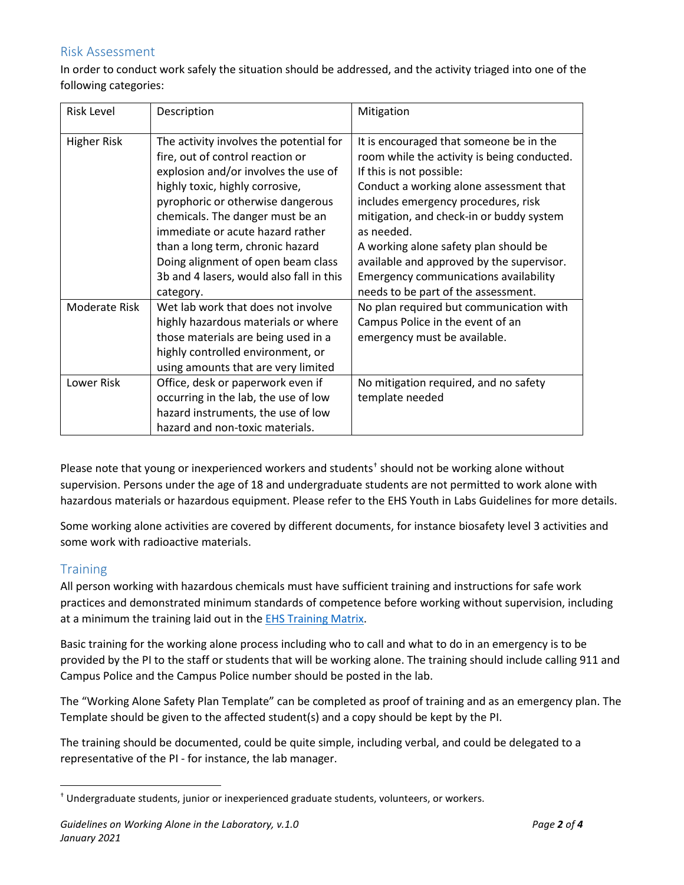## Risk Assessment

In order to conduct work safely the situation should be addressed, and the activity triaged into one of the following categories:

| Risk Level | Description | Mitigation |
| --- | --- | --- |
| Higher Risk | The activity involves the potential for fire, out of control reaction or explosion and/or involves the use of highly toxic, highly corrosive, pyrophoric or otherwise dangerous chemicals. The danger must be an immediate or acute hazard rather than a long term, chronic hazard Doing alignment of open beam class 3b and 4 lasers, would also fall in this category. | It is encouraged that someone be in the room while the activity is being conducted. If this is not possible: Conduct a working alone assessment that includes emergency procedures, risk mitigation, and check-in or buddy system as needed. A working alone safety plan should be available and approved by the supervisor. Emergency communications availability needs to be part of the assessment. |
| Moderate Risk | Wet lab work that does not involve highly hazardous materials or where those materials are being used in a highly controlled environment, or using amounts that are very limited | No plan required but communication with Campus Police in the event of an emergency must be available. |
| Lower Risk | Office, desk or paperwork even if occurring in the lab, the use of low hazard instruments, the use of low hazard and non-toxic materials. | No mitigation required, and no safety template needed |

Please note that young or inexperienced workers and students[†] should not be working alone without supervision. Persons under the age of 18 and undergraduate students are not permitted to work alone with hazardous materials or hazardous equipment. Please refer to the EHS Youth in Labs Guidelines for more details.

Some working alone activities are covered by different documents, for instance biosafety level 3 activities and some work with radioactive materials.

## Training

All person working with hazardous chemicals must have sufficient training and instructions for safe work practices and demonstrated minimum standards of competence before working without supervision, including at a minimum the training laid out in the EHS Training Matrix.

Basic training for the working alone process including who to call and what to do in an emergency is to be provided by the PI to the staff or students that will be working alone. The training should include calling 911 and Campus Police and the Campus Police number should be posted in the lab.

The "Working Alone Safety Plan Template" can be completed as proof of training and as an emergency plan. The Template should be given to the affected student(s) and a copy should be kept by the PI.

The training should be documented, could be quite simple, including verbal, and could be delegated to a representative of the PI - for instance, the lab manager.

---

[†] Undergraduate students, junior or inexperienced graduate students, volunteers, or workers.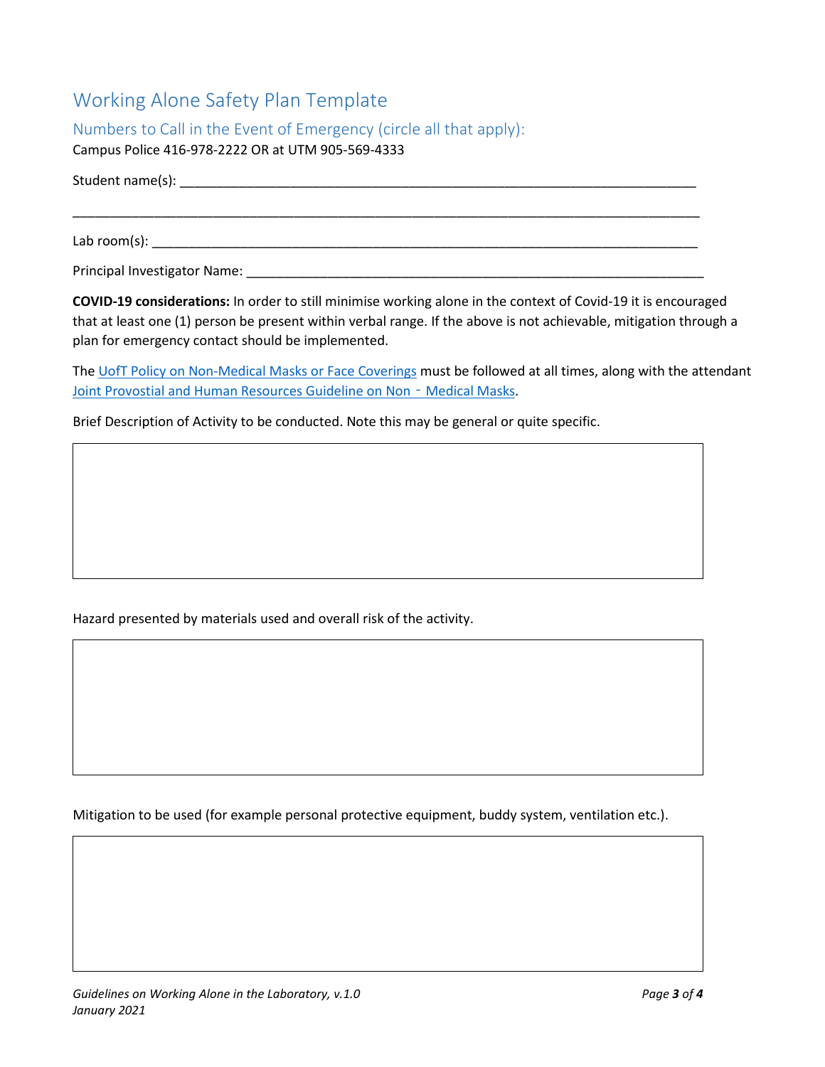# Working Alone Safety Plan Template

## Numbers to Call in the Event of Emergency (circle all that apply):

Campus Police 416-978-2222 OR at UTM 905-569-4333

Student name(s): ___________________________________________________________________________

_____________________________________________________________________________________________

Lab room(s): _______________________________________________________________________________

Principal Investigator Name: _________________________________________________________________

**COVID-19 considerations:** In order to still minimise working alone in the context of Covid-19 it is encouraged that at least one (1) person be present within verbal range. If the above is not achievable, mitigation through a plan for emergency contact should be implemented.

The UofT Policy on Non-Medical Masks or Face Coverings must be followed at all times, along with the attendant Joint Provostial and Human Resources Guideline on Non‐Medical Masks.

Brief Description of Activity to be conducted. Note this may be general or quite specific.

| |
|---|
| |

Hazard presented by materials used and overall risk of the activity.

| |
|---|
| |

Mitigation to be used (for example personal protective equipment, buddy system, ventilation etc.).

| |
|---|
| |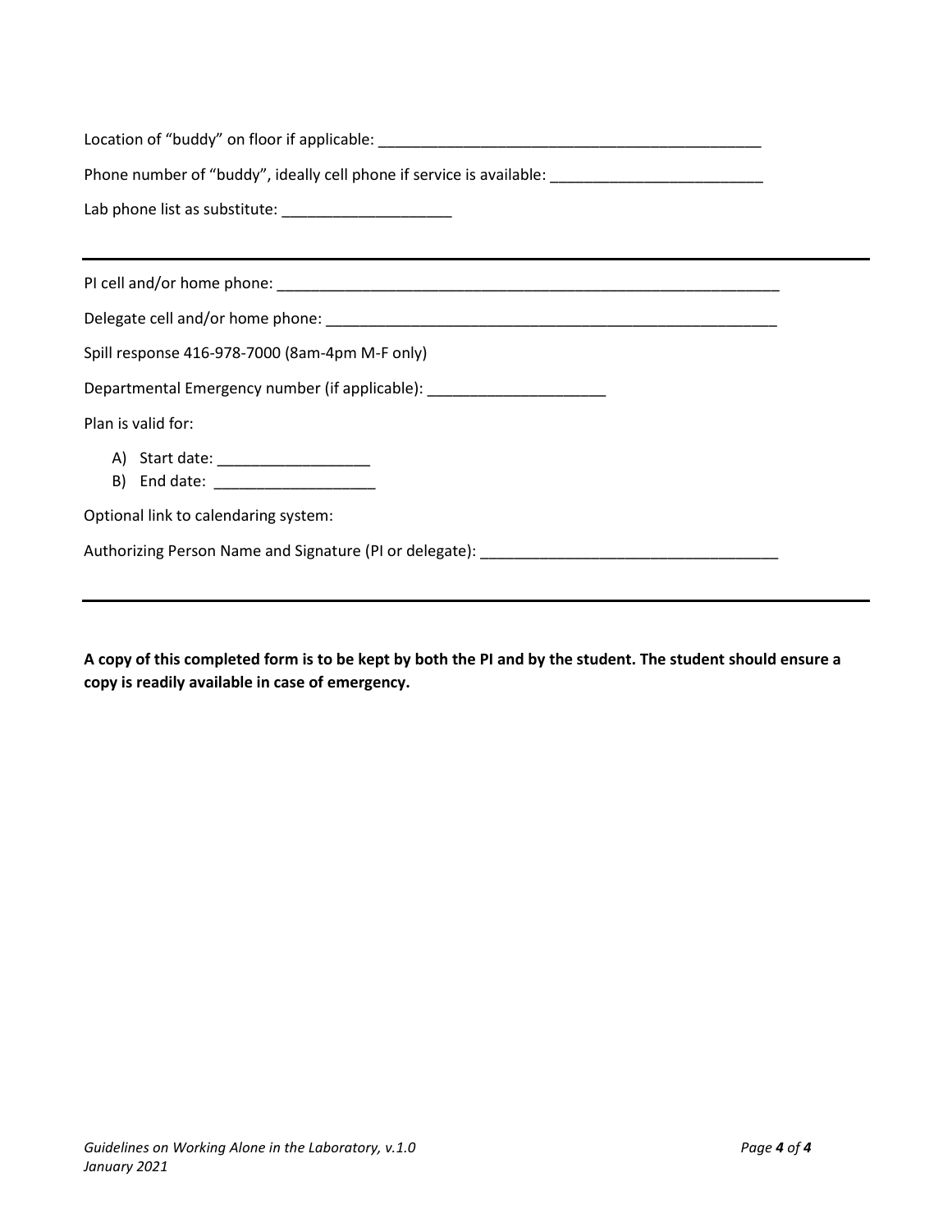Location of "buddy" on floor if applicable: ______________________________________________

Phone number of "buddy", ideally cell phone if service is available: _________________________

Lab phone list as substitute: ____________________

---

PI cell and/or home phone: _______________________________________________________________

Delegate cell and/or home phone: __________________________________________________________

Spill response 416-978-7000 (8am-4pm M-F only)

Departmental Emergency number (if applicable): _____________________

Plan is valid for:

A) Start date: __________________
B) End date: ___________________

Optional link to calendaring system:

Authorizing Person Name and Signature (PI or delegate): ___________________________________

---

**A copy of this completed form is to be kept by both the PI and by the student. The student should ensure a copy is readily available in case of emergency.**